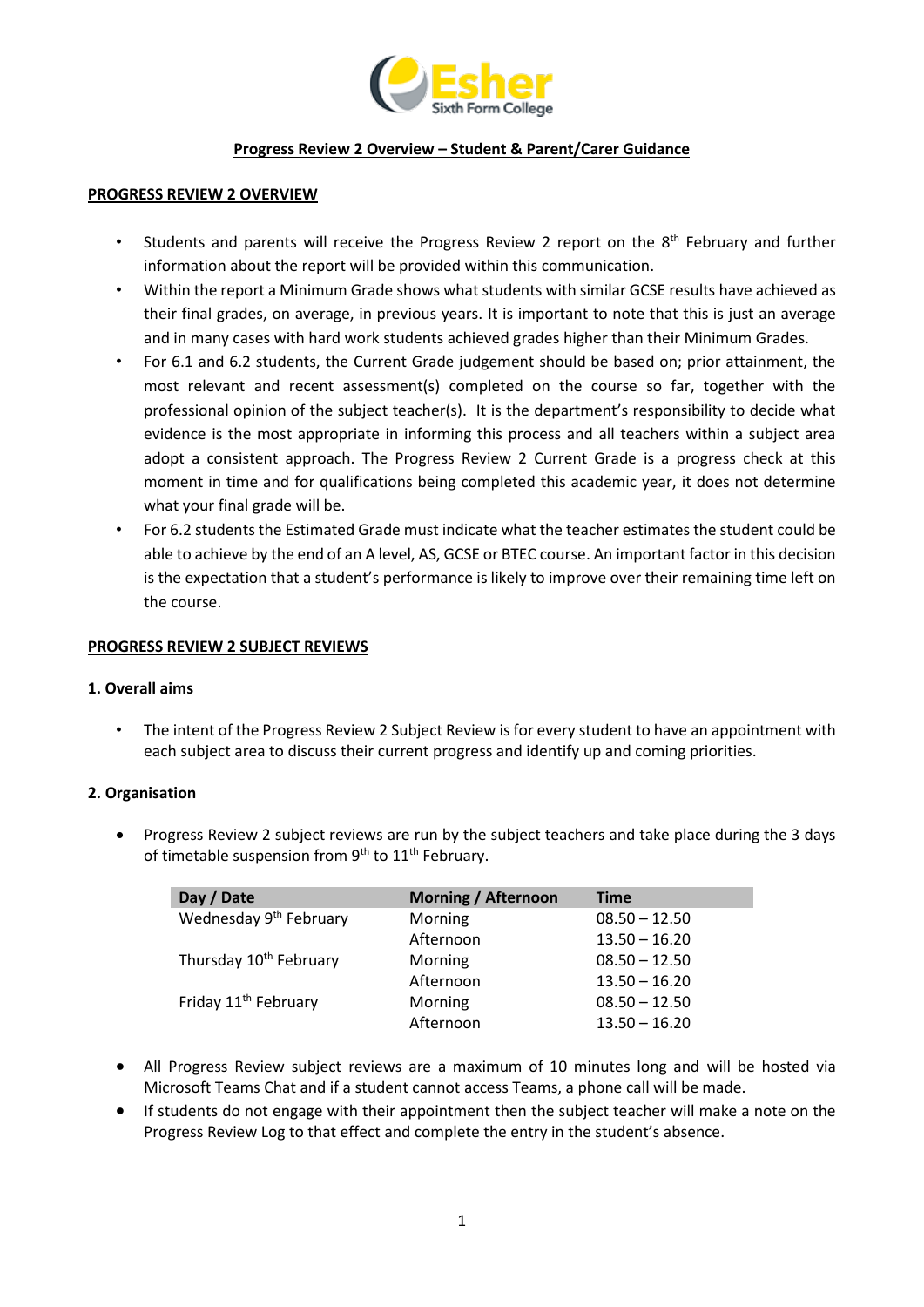Esher Sixth Form College

# Progress Review 2 Overview – Student & Parent/Carer Guidance

## PROGRESS REVIEW 2 OVERVIEW

- Students and parents will receive the Progress Review 2 report on the 8th February and further information about the report will be provided within this communication.
- Within the report a Minimum Grade shows what students with similar GCSE results have achieved as their final grades, on average, in previous years. It is important to note that this is just an average and in many cases with hard work students achieved grades higher than their Minimum Grades.
- For 6.1 and 6.2 students, the Current Grade judgement should be based on; prior attainment, the most relevant and recent assessment(s) completed on the course so far, together with the professional opinion of the subject teacher(s). It is the department's responsibility to decide what evidence is the most appropriate in informing this process and all teachers within a subject area adopt a consistent approach. The Progress Review 2 Current Grade is a progress check at this moment in time and for qualifications being completed this academic year, it does not determine what your final grade will be.
- For 6.2 students the Estimated Grade must indicate what the teacher estimates the student could be able to achieve by the end of an A level, AS, GCSE or BTEC course. An important factor in this decision is the expectation that a student's performance is likely to improve over their remaining time left on the course.

## PROGRESS REVIEW 2 SUBJECT REVIEWS

### 1. Overall aims

- The intent of the Progress Review 2 Subject Review is for every student to have an appointment with each subject area to discuss their current progress and identify up and coming priorities.

### 2. Organisation

- Progress Review 2 subject reviews are run by the subject teachers and take place during the 3 days of timetable suspension from 9th to 11th February.

| Day / Date | Morning / Afternoon | Time |
|---|---|---|
| Wednesday 9th February | Morning | 08.50 – 12.50 |
| | Afternoon | 13.50 – 16.20 |
| Thursday 10th February | Morning | 08.50 – 12.50 |
| | Afternoon | 13.50 – 16.20 |
| Friday 11th February | Morning | 08.50 – 12.50 |
| | Afternoon | 13.50 – 16.20 |

- All Progress Review subject reviews are a maximum of 10 minutes long and will be hosted via Microsoft Teams Chat and if a student cannot access Teams, a phone call will be made.
- If students do not engage with their appointment then the subject teacher will make a note on the Progress Review Log to that effect and complete the entry in the student's absence.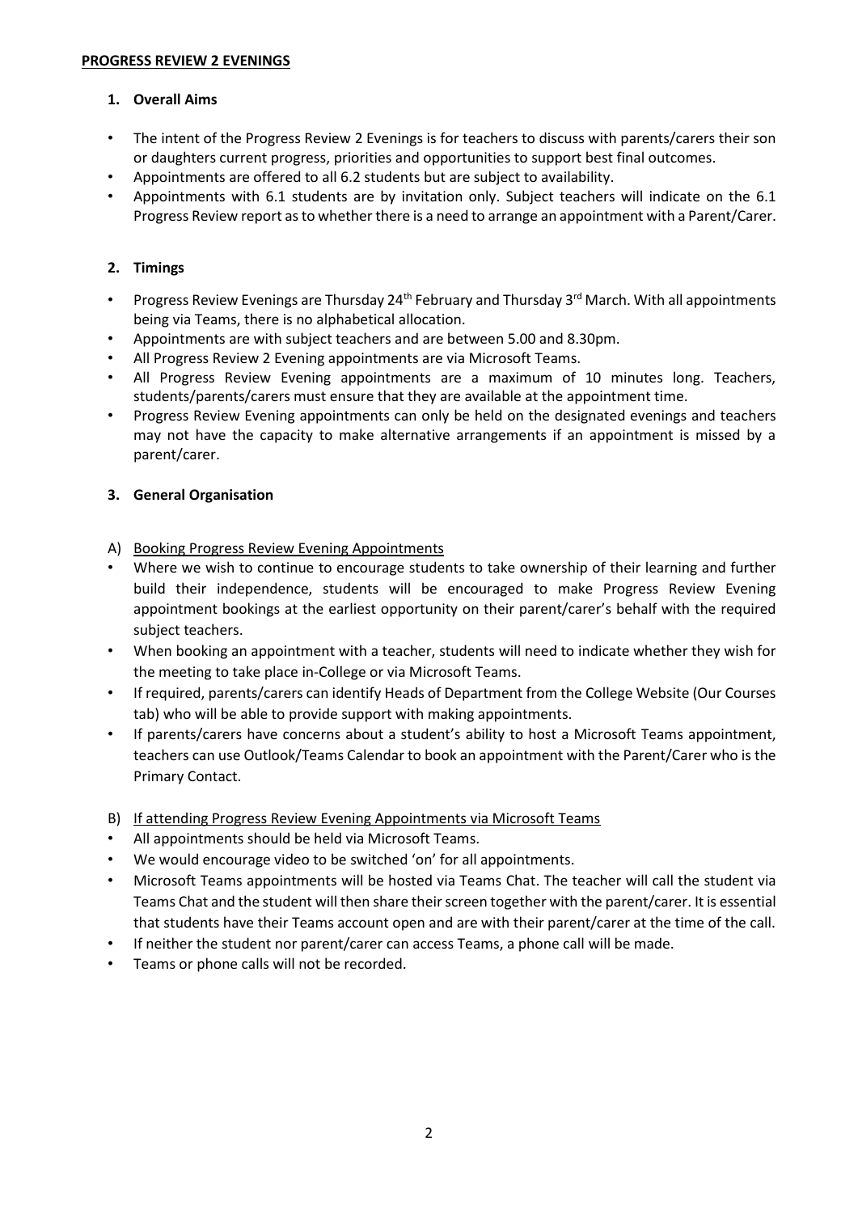## PROGRESS REVIEW 2 EVENINGS

### 1. Overall Aims

- The intent of the Progress Review 2 Evenings is for teachers to discuss with parents/carers their son or daughters current progress, priorities and opportunities to support best final outcomes.
- Appointments are offered to all 6.2 students but are subject to availability.
- Appointments with 6.1 students are by invitation only. Subject teachers will indicate on the 6.1 Progress Review report as to whether there is a need to arrange an appointment with a Parent/Carer.

### 2. Timings

- Progress Review Evenings are Thursday 24th February and Thursday 3rd March. With all appointments being via Teams, there is no alphabetical allocation.
- Appointments are with subject teachers and are between 5.00 and 8.30pm.
- All Progress Review 2 Evening appointments are via Microsoft Teams.
- All Progress Review Evening appointments are a maximum of 10 minutes long. Teachers, students/parents/carers must ensure that they are available at the appointment time.
- Progress Review Evening appointments can only be held on the designated evenings and teachers may not have the capacity to make alternative arrangements if an appointment is missed by a parent/carer.

### 3. General Organisation

A) Booking Progress Review Evening Appointments

- Where we wish to continue to encourage students to take ownership of their learning and further build their independence, students will be encouraged to make Progress Review Evening appointment bookings at the earliest opportunity on their parent/carer's behalf with the required subject teachers.
- When booking an appointment with a teacher, students will need to indicate whether they wish for the meeting to take place in-College or via Microsoft Teams.
- If required, parents/carers can identify Heads of Department from the College Website (Our Courses tab) who will be able to provide support with making appointments.
- If parents/carers have concerns about a student's ability to host a Microsoft Teams appointment, teachers can use Outlook/Teams Calendar to book an appointment with the Parent/Carer who is the Primary Contact.

B) If attending Progress Review Evening Appointments via Microsoft Teams

- All appointments should be held via Microsoft Teams.
- We would encourage video to be switched 'on' for all appointments.
- Microsoft Teams appointments will be hosted via Teams Chat. The teacher will call the student via Teams Chat and the student will then share their screen together with the parent/carer. It is essential that students have their Teams account open and are with their parent/carer at the time of the call.
- If neither the student nor parent/carer can access Teams, a phone call will be made.
- Teams or phone calls will not be recorded.